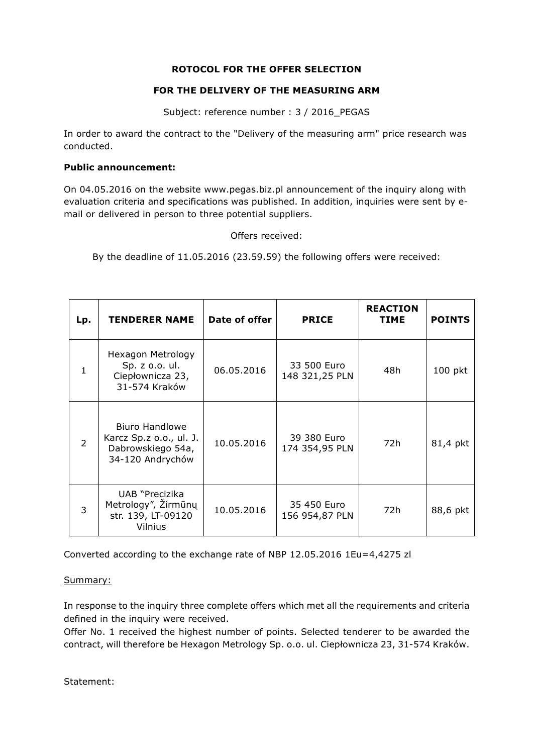**ROTOCOL FOR THE OFFER SELECTION**

**FOR THE DELIVERY OF THE MEASURING ARM**

Subject: reference number : 3 / 2016_PEGAS

In order to award the contract to the "Delivery of the measuring arm" price research was conducted.

**Public announcement:**

On 04.05.2016 on the website www.pegas.biz.pl announcement of the inquiry along with evaluation criteria and specifications was published. In addition, inquiries were sent by e-mail or delivered in person to three potential suppliers.

Offers received:

By the deadline of 11.05.2016 (23.59.59) the following offers were received:

| Lp. | TENDERER NAME | Date of offer | PRICE | REACTION TIME | POINTS |
|---|---|---|---|---|---|
| 1 | Hexagon Metrology Sp. z o.o. ul. Ciepłownicza 23, 31-574 Kraków | 06.05.2016 | 33 500 Euro 148 321,25 PLN | 48h | 100 pkt |
| 2 | Biuro Handlowe Karcz Sp.z o.o., ul. J. Dabrowskiego 54a, 34-120 Andrychów | 10.05.2016 | 39 380 Euro 174 354,95 PLN | 72h | 81,4 pkt |
| 3 | UAB "Precizika Metrology", Žirmūnų str. 139, LT-09120 Vilnius | 10.05.2016 | 35 450 Euro 156 954,87 PLN | 72h | 88,6 pkt |

Converted according to the exchange rate of NBP 12.05.2016 1Eu=4,4275 zl

Summary:

In response to the inquiry three complete offers which met all the requirements and criteria defined in the inquiry were received.
Offer No. 1 received the highest number of points. Selected tenderer to be awarded the contract, will therefore be Hexagon Metrology Sp. o.o. ul. Ciepłownicza 23, 31-574 Kraków.

Statement: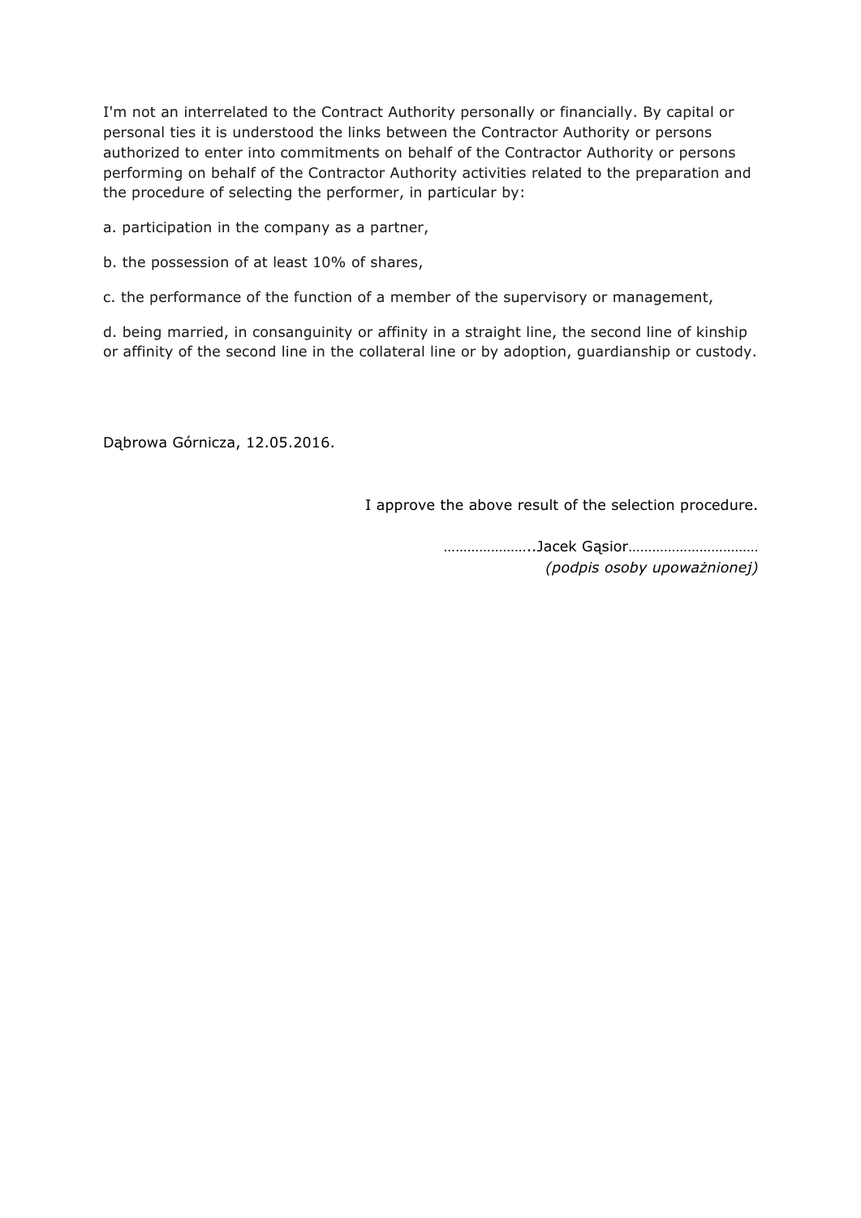I'm not an interrelated to the Contract Authority personally or financially. By capital or personal ties it is understood the links between the Contractor Authority or persons authorized to enter into commitments on behalf of the Contractor Authority or persons performing on behalf of the Contractor Authority activities related to the preparation and the procedure of selecting the performer, in particular by:

a. participation in the company as a partner,

b. the possession of at least 10% of shares,

c. the performance of the function of a member of the supervisory or management,

d. being married, in consanguinity or affinity in a straight line, the second line of kinship or affinity of the second line in the collateral line or by adoption, guardianship or custody.

Dąbrowa Górnicza, 12.05.2016.

I approve the above result of the selection procedure.

…………………..Jacek Gąsior……………………………

*(podpis osoby upoważnionej)*